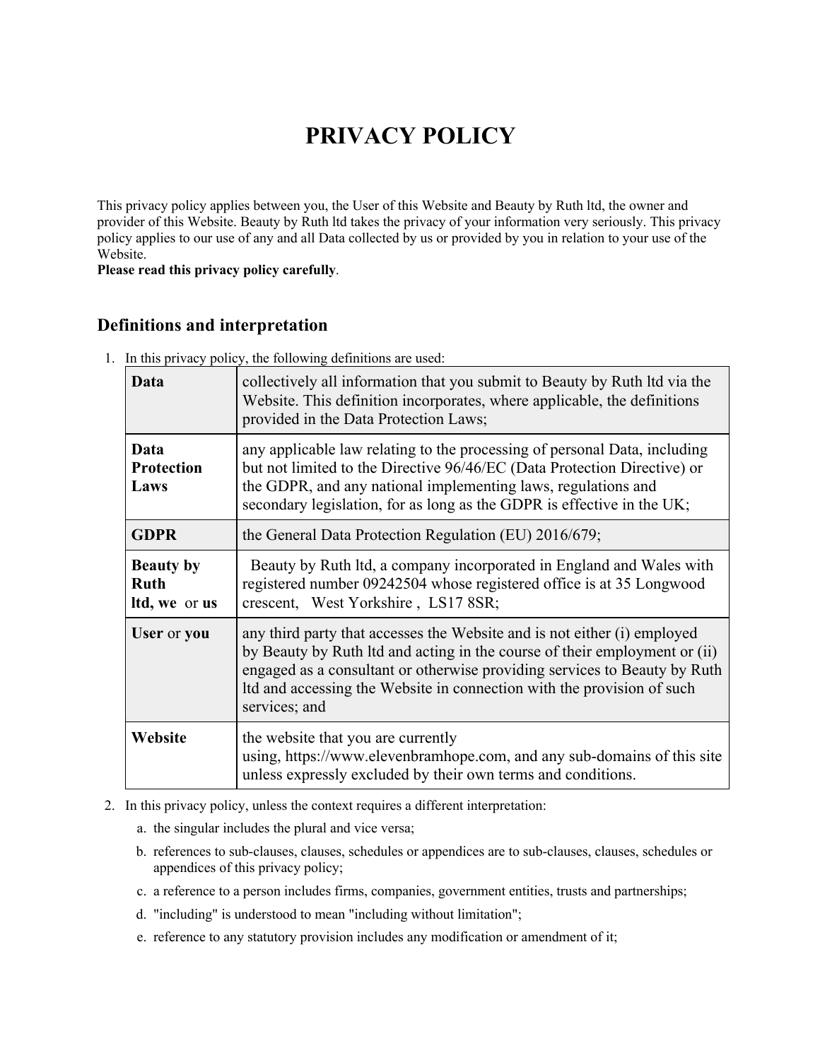# PRIVACY POLICY

This privacy policy applies between you, the User of this Website and Beauty by Ruth ltd, the owner and provider of this Website. Beauty by Ruth ltd takes the privacy of your information very seriously. This privacy policy applies to our use of any and all Data collected by us or provided by you in relation to your use of the Website.

**Please read this privacy policy carefully**.

## Definitions and interpretation

1. In this privacy policy, the following definitions are used:

| | |
|---|---|
| **Data** | collectively all information that you submit to Beauty by Ruth ltd via the Website. This definition incorporates, where applicable, the definitions provided in the Data Protection Laws; |
| **Data Protection Laws** | any applicable law relating to the processing of personal Data, including but not limited to the Directive 96/46/EC (Data Protection Directive) or the GDPR, and any national implementing laws, regulations and secondary legislation, for as long as the GDPR is effective in the UK; |
| **GDPR** | the General Data Protection Regulation (EU) 2016/679; |
| **Beauty by Ruth ltd, we** or **us** | Beauty by Ruth ltd, a company incorporated in England and Wales with registered number 09242504 whose registered office is at 35 Longwood crescent, West Yorkshire , LS17 8SR; |
| **User** or **you** | any third party that accesses the Website and is not either (i) employed by Beauty by Ruth ltd and acting in the course of their employment or (ii) engaged as a consultant or otherwise providing services to Beauty by Ruth ltd and accessing the Website in connection with the provision of such services; and |
| **Website** | the website that you are currently using, https://www.elevenbramhope.com, and any sub-domains of this site unless expressly excluded by their own terms and conditions. |

2. In this privacy policy, unless the context requires a different interpretation:
    a. the singular includes the plural and vice versa;
    b. references to sub-clauses, clauses, schedules or appendices are to sub-clauses, clauses, schedules or appendices of this privacy policy;
    c. a reference to a person includes firms, companies, government entities, trusts and partnerships;
    d. "including" is understood to mean "including without limitation";
    e. reference to any statutory provision includes any modification or amendment of it;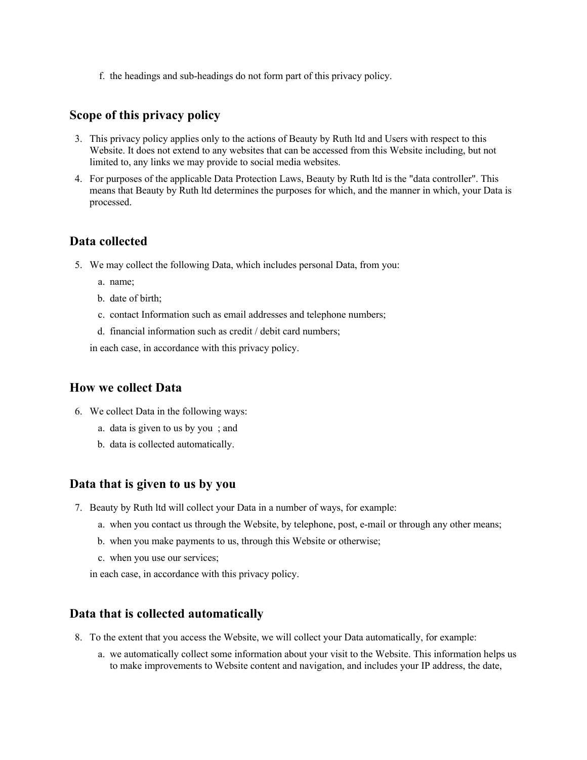f. the headings and sub-headings do not form part of this privacy policy.

## Scope of this privacy policy

3. This privacy policy applies only to the actions of Beauty by Ruth ltd and Users with respect to this Website. It does not extend to any websites that can be accessed from this Website including, but not limited to, any links we may provide to social media websites.
4. For purposes of the applicable Data Protection Laws, Beauty by Ruth ltd is the "data controller". This means that Beauty by Ruth ltd determines the purposes for which, and the manner in which, your Data is processed.

## Data collected

5. We may collect the following Data, which includes personal Data, from you:
   a. name;
   b. date of birth;
   c. contact Information such as email addresses and telephone numbers;
   d. financial information such as credit / debit card numbers;

   in each case, in accordance with this privacy policy.

## How we collect Data

6. We collect Data in the following ways:
   a. data is given to us by you ; and
   b. data is collected automatically.

## Data that is given to us by you

7. Beauty by Ruth ltd will collect your Data in a number of ways, for example:
   a. when you contact us through the Website, by telephone, post, e-mail or through any other means;
   b. when you make payments to us, through this Website or otherwise;
   c. when you use our services;

   in each case, in accordance with this privacy policy.

## Data that is collected automatically

8. To the extent that you access the Website, we will collect your Data automatically, for example:
   a. we automatically collect some information about your visit to the Website. This information helps us to make improvements to Website content and navigation, and includes your IP address, the date,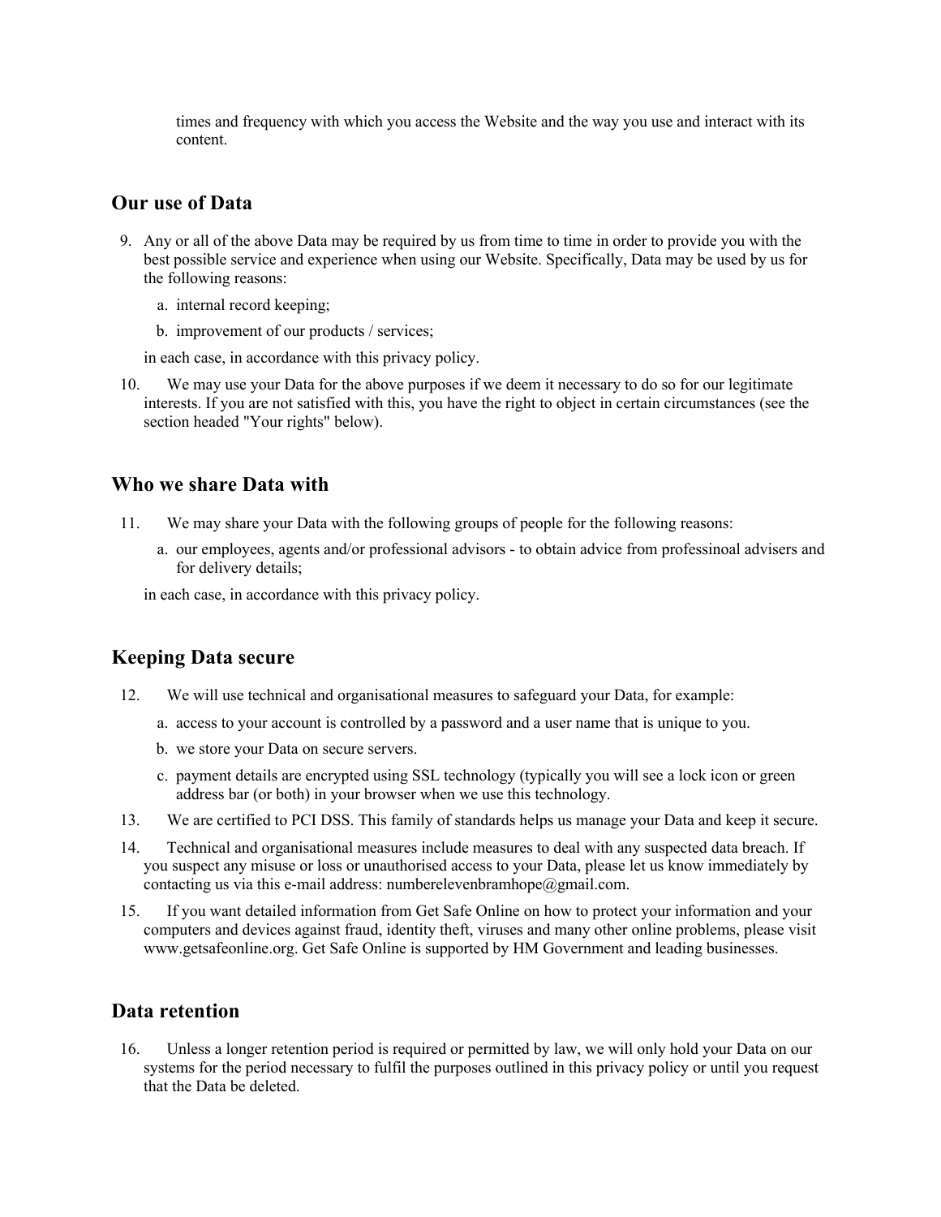times and frequency with which you access the Website and the way you use and interact with its content.

## Our use of Data

9. Any or all of the above Data may be required by us from time to time in order to provide you with the best possible service and experience when using our Website. Specifically, Data may be used by us for the following reasons:
   a. internal record keeping;
   b. improvement of our products / services;

   in each case, in accordance with this privacy policy.
10. We may use your Data for the above purposes if we deem it necessary to do so for our legitimate interests. If you are not satisfied with this, you have the right to object in certain circumstances (see the section headed "Your rights" below).

## Who we share Data with

11. We may share your Data with the following groups of people for the following reasons:
    a. our employees, agents and/or professional advisors - to obtain advice from professinoal advisers and for delivery details;

    in each case, in accordance with this privacy policy.

## Keeping Data secure

12. We will use technical and organisational measures to safeguard your Data, for example:
    a. access to your account is controlled by a password and a user name that is unique to you.
    b. we store your Data on secure servers.
    c. payment details are encrypted using SSL technology (typically you will see a lock icon or green address bar (or both) in your browser when we use this technology.
13. We are certified to PCI DSS. This family of standards helps us manage your Data and keep it secure.
14. Technical and organisational measures include measures to deal with any suspected data breach. If you suspect any misuse or loss or unauthorised access to your Data, please let us know immediately by contacting us via this e-mail address: numberelevenbramhope@gmail.com.
15. If you want detailed information from Get Safe Online on how to protect your information and your computers and devices against fraud, identity theft, viruses and many other online problems, please visit www.getsafeonline.org. Get Safe Online is supported by HM Government and leading businesses.

## Data retention

16. Unless a longer retention period is required or permitted by law, we will only hold your Data on our systems for the period necessary to fulfil the purposes outlined in this privacy policy or until you request that the Data be deleted.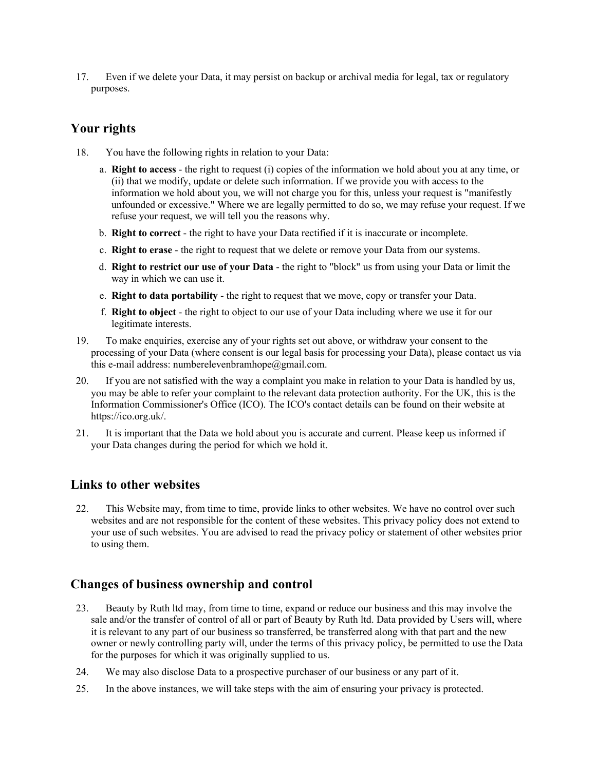17. Even if we delete your Data, it may persist on backup or archival media for legal, tax or regulatory purposes.

## Your rights

18. You have the following rights in relation to your Data:
    a. **Right to access** - the right to request (i) copies of the information we hold about you at any time, or (ii) that we modify, update or delete such information. If we provide you with access to the information we hold about you, we will not charge you for this, unless your request is "manifestly unfounded or excessive." Where we are legally permitted to do so, we may refuse your request. If we refuse your request, we will tell you the reasons why.
    b. **Right to correct** - the right to have your Data rectified if it is inaccurate or incomplete.
    c. **Right to erase** - the right to request that we delete or remove your Data from our systems.
    d. **Right to restrict our use of your Data** - the right to "block" us from using your Data or limit the way in which we can use it.
    e. **Right to data portability** - the right to request that we move, copy or transfer your Data.
    f. **Right to object** - the right to object to our use of your Data including where we use it for our legitimate interests.
19. To make enquiries, exercise any of your rights set out above, or withdraw your consent to the processing of your Data (where consent is our legal basis for processing your Data), please contact us via this e-mail address: numberelevenbramhope@gmail.com.
20. If you are not satisfied with the way a complaint you make in relation to your Data is handled by us, you may be able to refer your complaint to the relevant data protection authority. For the UK, this is the Information Commissioner's Office (ICO). The ICO's contact details can be found on their website at https://ico.org.uk/.
21. It is important that the Data we hold about you is accurate and current. Please keep us informed if your Data changes during the period for which we hold it.

## Links to other websites

22. This Website may, from time to time, provide links to other websites. We have no control over such websites and are not responsible for the content of these websites. This privacy policy does not extend to your use of such websites. You are advised to read the privacy policy or statement of other websites prior to using them.

## Changes of business ownership and control

23. Beauty by Ruth ltd may, from time to time, expand or reduce our business and this may involve the sale and/or the transfer of control of all or part of Beauty by Ruth ltd. Data provided by Users will, where it is relevant to any part of our business so transferred, be transferred along with that part and the new owner or newly controlling party will, under the terms of this privacy policy, be permitted to use the Data for the purposes for which it was originally supplied to us.
24. We may also disclose Data to a prospective purchaser of our business or any part of it.
25. In the above instances, we will take steps with the aim of ensuring your privacy is protected.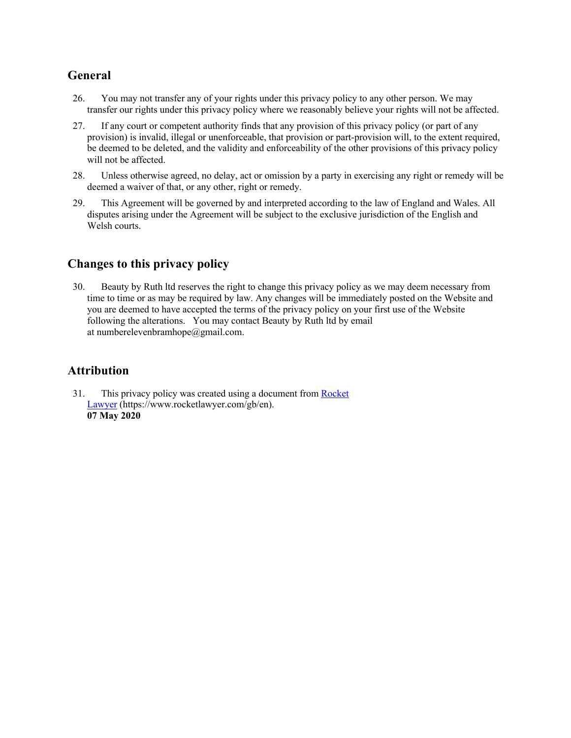## General

26. You may not transfer any of your rights under this privacy policy to any other person. We may transfer our rights under this privacy policy where we reasonably believe your rights will not be affected.

27. If any court or competent authority finds that any provision of this privacy policy (or part of any provision) is invalid, illegal or unenforceable, that provision or part-provision will, to the extent required, be deemed to be deleted, and the validity and enforceability of the other provisions of this privacy policy will not be affected.

28. Unless otherwise agreed, no delay, act or omission by a party in exercising any right or remedy will be deemed a waiver of that, or any other, right or remedy.

29. This Agreement will be governed by and interpreted according to the law of England and Wales. All disputes arising under the Agreement will be subject to the exclusive jurisdiction of the English and Welsh courts.

## Changes to this privacy policy

30. Beauty by Ruth ltd reserves the right to change this privacy policy as we may deem necessary from time to time or as may be required by law. Any changes will be immediately posted on the Website and you are deemed to have accepted the terms of the privacy policy on your first use of the Website following the alterations. You may contact Beauty by Ruth ltd by email at numberelevenbramhope@gmail.com.

## Attribution

31. This privacy policy was created using a document from [Rocket Lawyer](https://www.rocketlawyer.com/gb/en) (https://www.rocketlawyer.com/gb/en).
**07 May 2020**